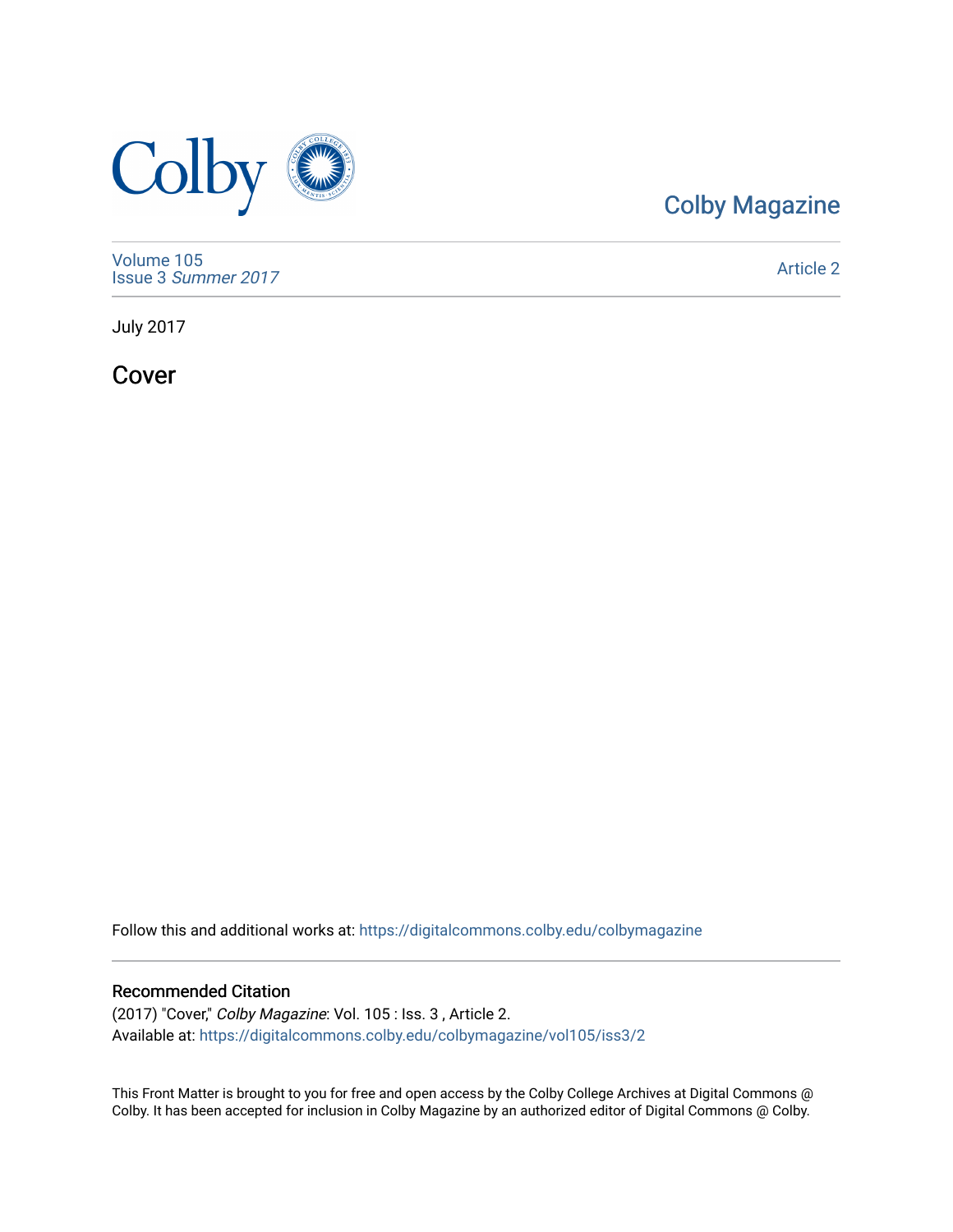Colby Magazine

Volume 105
Issue 3 *Summer 2017*

Article 2

July 2017

# Cover

Follow this and additional works at: https://digitalcommons.colby.edu/colbymagazine

## Recommended Citation

(2017) "Cover," *Colby Magazine*: Vol. 105 : Iss. 3 , Article 2.
Available at: https://digitalcommons.colby.edu/colbymagazine/vol105/iss3/2

This Front Matter is brought to you for free and open access by the Colby College Archives at Digital Commons @ Colby. It has been accepted for inclusion in Colby Magazine by an authorized editor of Digital Commons @ Colby.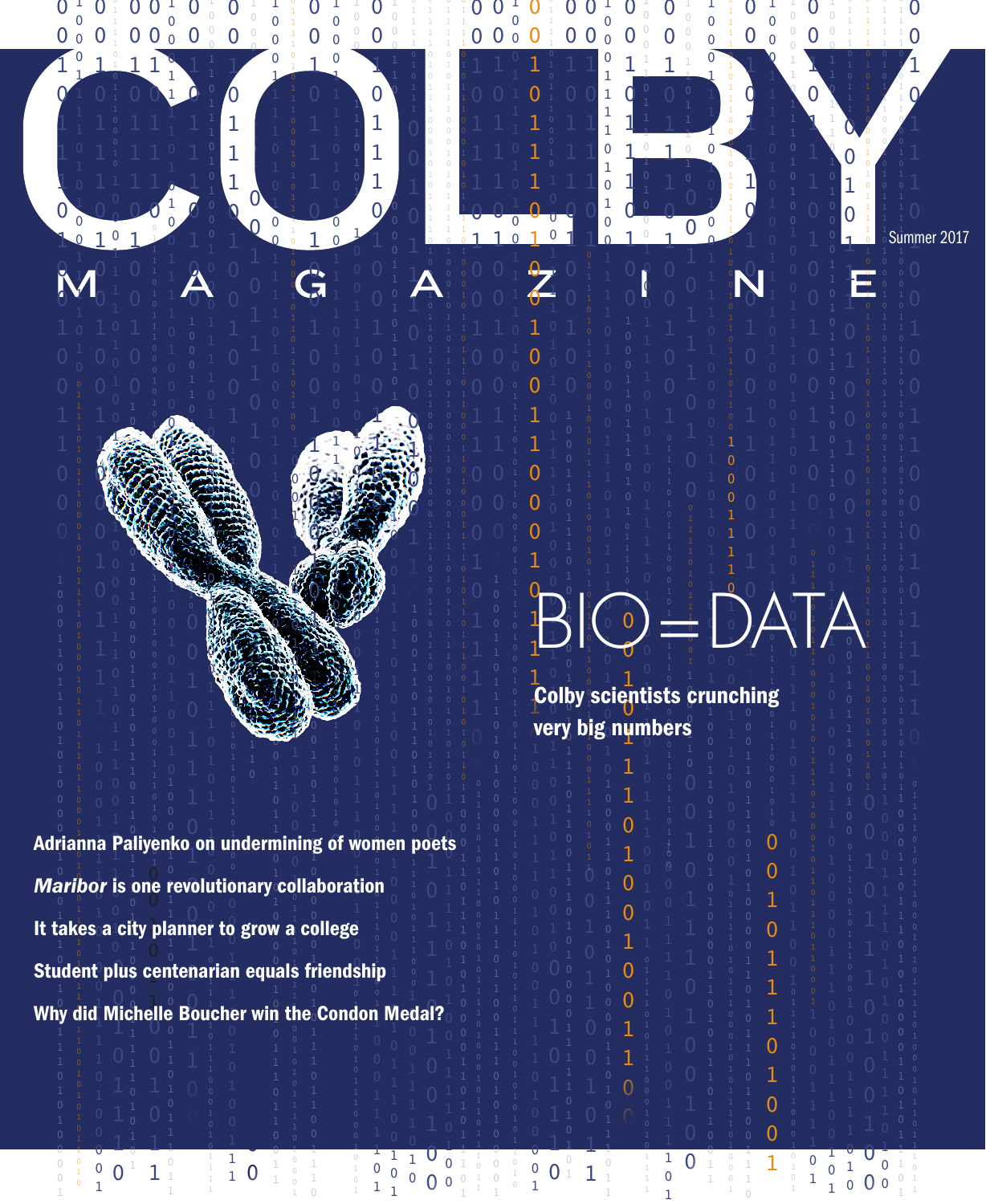# COLBY MAGAZINE

Summer 2017

## BIO=DATA

**Colby scientists crunching very big numbers**

**Adrianna Paliyenko on undermining of women poets**

***Maribor* is one revolutionary collaboration**

**It takes a city planner to grow a college**

**Student plus centenarian equals friendship**

**Why did Michelle Boucher win the Condon Medal?**